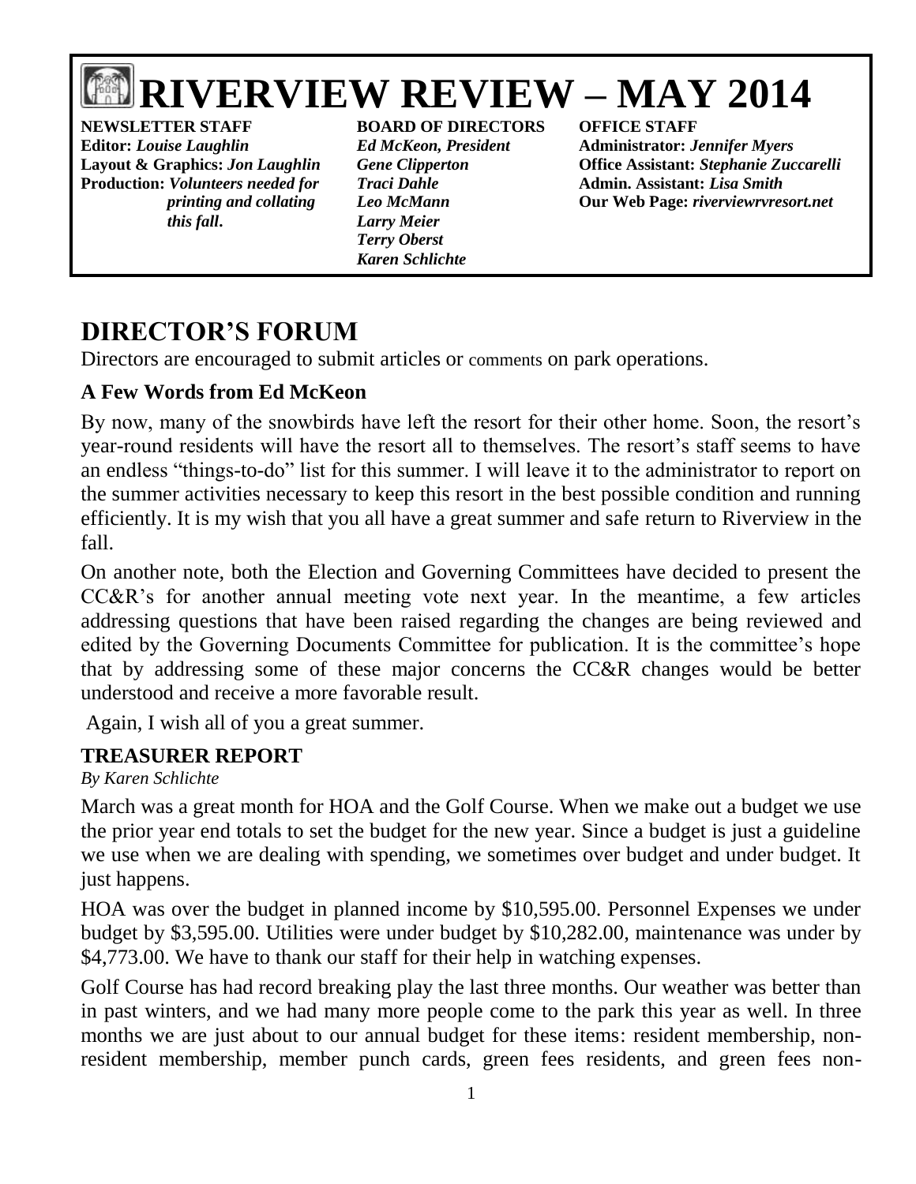# RIVERVIEW REVIEW – MAY 2014

**NEWSLETTER STAFF**
**Editor:** ***Louise Laughlin***
**Layout & Graphics:** ***Jon Laughlin***
**Production:** ***Volunteers needed for printing and collating this fall.***

**BOARD OF DIRECTORS**
***Ed McKeon, President***
***Gene Clipperton***
***Traci Dahle***
***Leo McMann***
***Larry Meier***
***Terry Oberst***
***Karen Schlichte***

**OFFICE STAFF**
**Administrator:** ***Jennifer Myers***
**Office Assistant:** ***Stephanie Zuccarelli***
**Admin. Assistant:** ***Lisa Smith***
**Our Web Page:** ***riverviewrvresort.net***

## DIRECTOR'S FORUM

Directors are encouraged to submit articles or comments on park operations.

### A Few Words from Ed McKeon

By now, many of the snowbirds have left the resort for their other home. Soon, the resort's year-round residents will have the resort all to themselves. The resort's staff seems to have an endless "things-to-do" list for this summer. I will leave it to the administrator to report on the summer activities necessary to keep this resort in the best possible condition and running efficiently. It is my wish that you all have a great summer and safe return to Riverview in the fall.

On another note, both the Election and Governing Committees have decided to present the CC&R's for another annual meeting vote next year. In the meantime, a few articles addressing questions that have been raised regarding the changes are being reviewed and edited by the Governing Documents Committee for publication. It is the committee's hope that by addressing some of these major concerns the CC&R changes would be better understood and receive a more favorable result.

Again, I wish all of you a great summer.

### TREASURER REPORT

*By Karen Schlichte*

March was a great month for HOA and the Golf Course. When we make out a budget we use the prior year end totals to set the budget for the new year. Since a budget is just a guideline we use when we are dealing with spending, we sometimes over budget and under budget. It just happens.

HOA was over the budget in planned income by $10,595.00. Personnel Expenses we under budget by $3,595.00. Utilities were under budget by $10,282.00, maintenance was under by $4,773.00. We have to thank our staff for their help in watching expenses.

Golf Course has had record breaking play the last three months. Our weather was better than in past winters, and we had many more people come to the park this year as well. In three months we are just about to our annual budget for these items: resident membership, non-resident membership, member punch cards, green fees residents, and green fees non-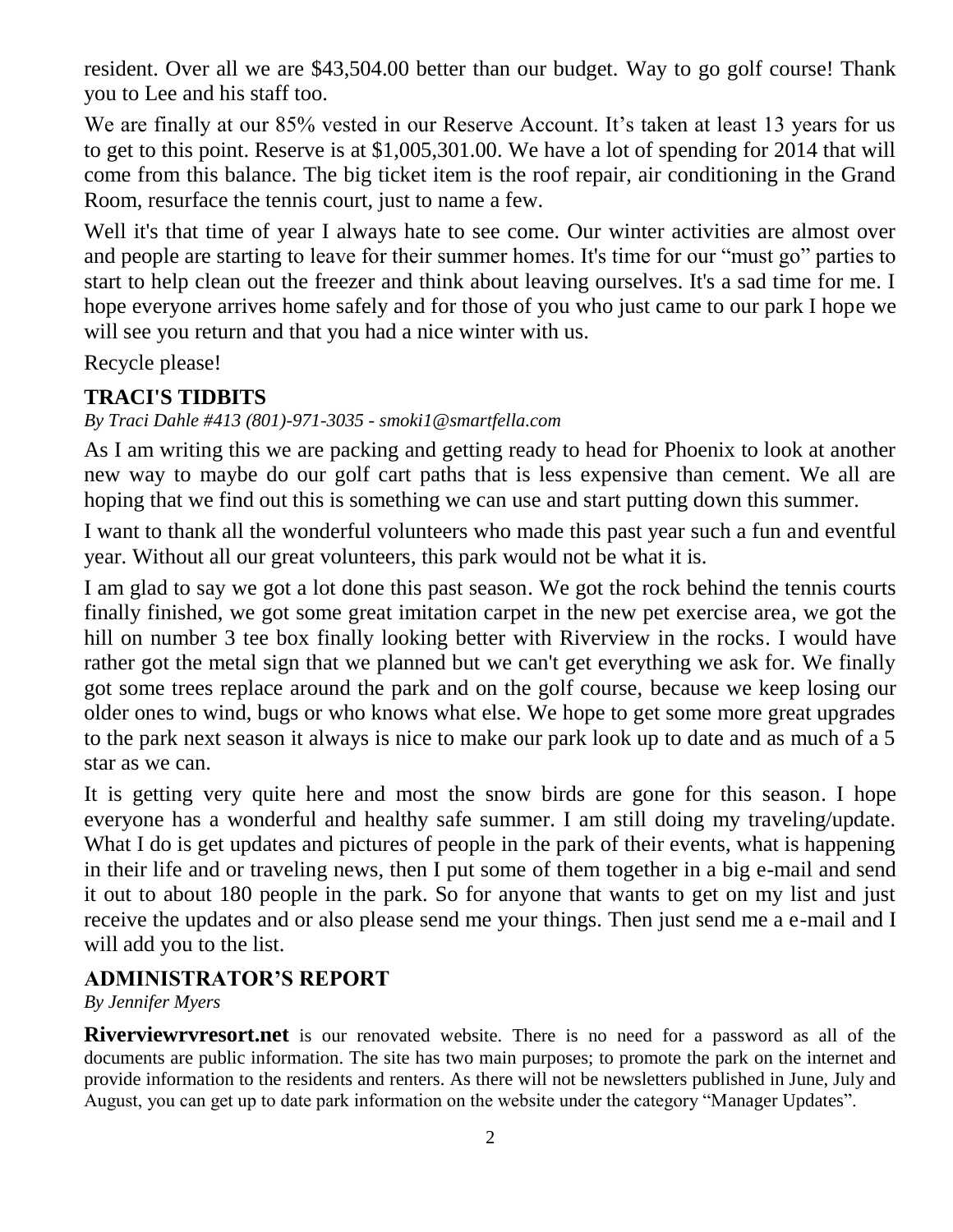resident. Over all we are $43,504.00 better than our budget. Way to go golf course! Thank you to Lee and his staff too.

We are finally at our 85% vested in our Reserve Account. It's taken at least 13 years for us to get to this point. Reserve is at $1,005,301.00. We have a lot of spending for 2014 that will come from this balance. The big ticket item is the roof repair, air conditioning in the Grand Room, resurface the tennis court, just to name a few.

Well it's that time of year I always hate to see come. Our winter activities are almost over and people are starting to leave for their summer homes. It's time for our "must go" parties to start to help clean out the freezer and think about leaving ourselves. It's a sad time for me. I hope everyone arrives home safely and for those of you who just came to our park I hope we will see you return and that you had a nice winter with us.

Recycle please!

## TRACI'S TIDBITS

*By Traci Dahle #413 (801)-971-3035 - smoki1@smartfella.com*

As I am writing this we are packing and getting ready to head for Phoenix to look at another new way to maybe do our golf cart paths that is less expensive than cement. We all are hoping that we find out this is something we can use and start putting down this summer.

I want to thank all the wonderful volunteers who made this past year such a fun and eventful year. Without all our great volunteers, this park would not be what it is.

I am glad to say we got a lot done this past season. We got the rock behind the tennis courts finally finished, we got some great imitation carpet in the new pet exercise area, we got the hill on number 3 tee box finally looking better with Riverview in the rocks. I would have rather got the metal sign that we planned but we can't get everything we ask for. We finally got some trees replace around the park and on the golf course, because we keep losing our older ones to wind, bugs or who knows what else. We hope to get some more great upgrades to the park next season it always is nice to make our park look up to date and as much of a 5 star as we can.

It is getting very quite here and most the snow birds are gone for this season. I hope everyone has a wonderful and healthy safe summer. I am still doing my traveling/update. What I do is get updates and pictures of people in the park of their events, what is happening in their life and or traveling news, then I put some of them together in a big e-mail and send it out to about 180 people in the park. So for anyone that wants to get on my list and just receive the updates and or also please send me your things. Then just send me a e-mail and I will add you to the list.

## ADMINISTRATOR'S REPORT

*By Jennifer Myers*

**Riverviewrvresort.net** is our renovated website. There is no need for a password as all of the documents are public information. The site has two main purposes; to promote the park on the internet and provide information to the residents and renters. As there will not be newsletters published in June, July and August, you can get up to date park information on the website under the category "Manager Updates".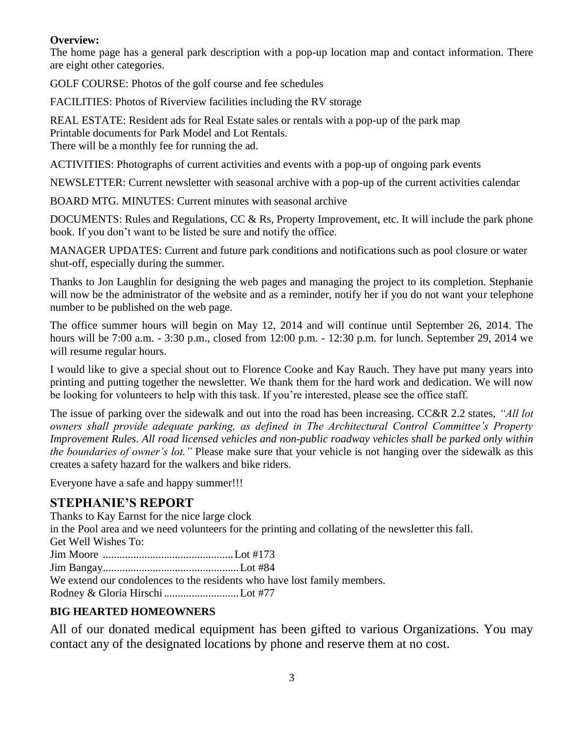**Overview:**
The home page has a general park description with a pop-up location map and contact information. There are eight other categories.

GOLF COURSE: Photos of the golf course and fee schedules

FACILITIES: Photos of Riverview facilities including the RV storage

REAL ESTATE: Resident ads for Real Estate sales or rentals with a pop-up of the park map
Printable documents for Park Model and Lot Rentals.
There will be a monthly fee for running the ad.

ACTIVITIES: Photographs of current activities and events with a pop-up of ongoing park events

NEWSLETTER: Current newsletter with seasonal archive with a pop-up of the current activities calendar

BOARD MTG. MINUTES: Current minutes with seasonal archive

DOCUMENTS: Rules and Regulations, CC & Rs, Property Improvement, etc. It will include the park phone book. If you don't want to be listed be sure and notify the office.

MANAGER UPDATES: Current and future park conditions and notifications such as pool closure or water shut-off, especially during the summer.

Thanks to Jon Laughlin for designing the web pages and managing the project to its completion. Stephanie will now be the administrator of the website and as a reminder, notify her if you do not want your telephone number to be published on the web page.

The office summer hours will begin on May 12, 2014 and will continue until September 26, 2014. The hours will be 7:00 a.m. - 3:30 p.m., closed from 12:00 p.m. - 12:30 p.m. for lunch. September 29, 2014 we will resume regular hours.

I would like to give a special shout out to Florence Cooke and Kay Rauch. They have put many years into printing and putting together the newsletter. We thank them for the hard work and dedication. We will now be looking for volunteers to help with this task. If you're interested, please see the office staff.

The issue of parking over the sidewalk and out into the road has been increasing. CC&R 2.2 states, *"All lot owners shall provide adequate parking, as defined in The Architectural Control Committee's Property Improvement Rules. All road licensed vehicles and non-public roadway vehicles shall be parked only within the boundaries of owner's lot."* Please make sure that your vehicle is not hanging over the sidewalk as this creates a safety hazard for the walkers and bike riders.

Everyone have a safe and happy summer!!!

## STEPHANIE'S REPORT

Thanks to Kay Earnst for the nice large clock
in the Pool area and we need volunteers for the printing and collating of the newsletter this fall.
Get Well Wishes To:
Jim Moore ............................................... Lot #173
Jim Bangay................................................ Lot #84
We extend our condolences to the residents who have lost family members.
Rodney & Gloria Hirschi........................... Lot #77

### BIG HEARTED HOMEOWNERS

All of our donated medical equipment has been gifted to various Organizations. You may contact any of the designated locations by phone and reserve them at no cost.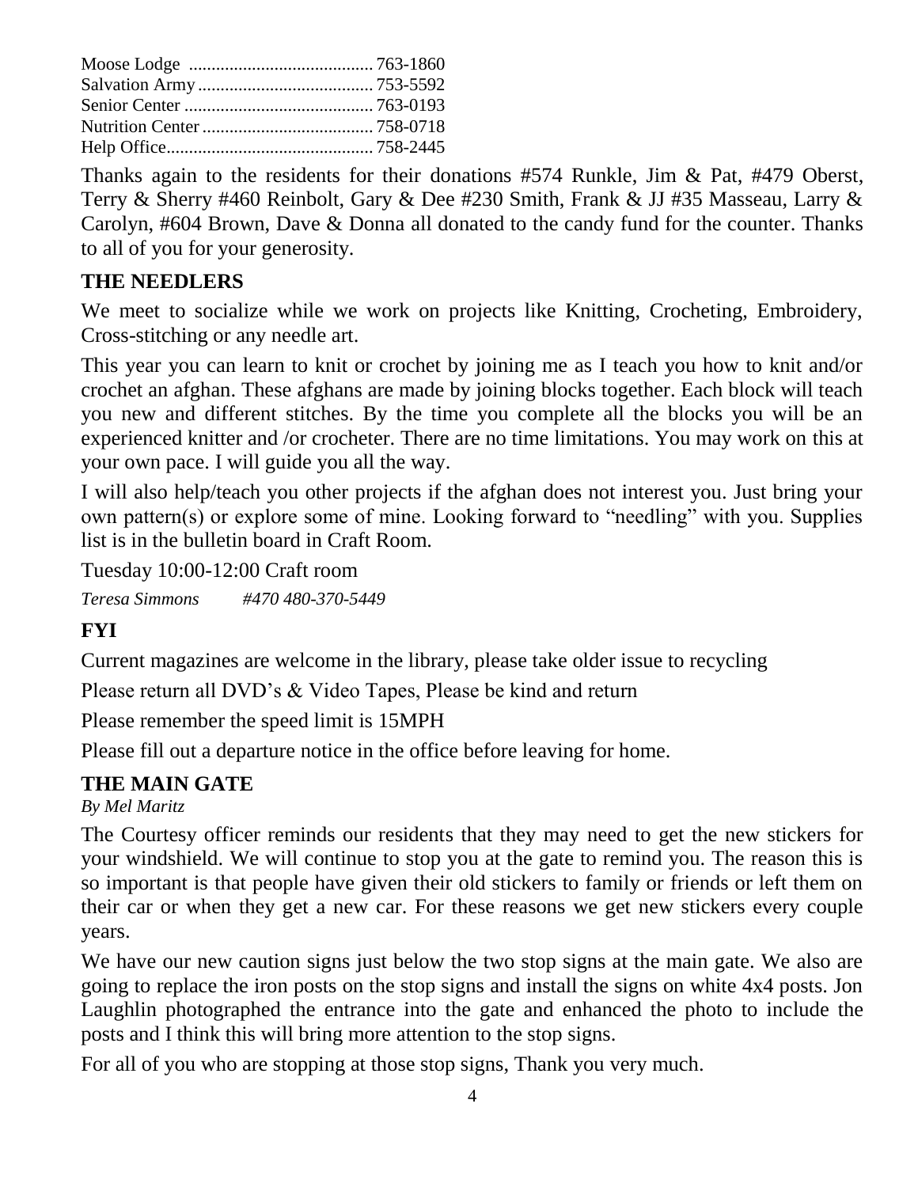Moose Lodge ......................................... 763-1860
Salvation Army ....................................... 753-5592
Senior Center .......................................... 763-0193
Nutrition Center ...................................... 758-0718
Help Office............................................. 758-2445

Thanks again to the residents for their donations #574 Runkle, Jim & Pat, #479 Oberst, Terry & Sherry #460 Reinbolt, Gary & Dee #230 Smith, Frank & JJ #35 Masseau, Larry & Carolyn, #604 Brown, Dave & Donna all donated to the candy fund for the counter. Thanks to all of you for your generosity.

## THE NEEDLERS

We meet to socialize while we work on projects like Knitting, Crocheting, Embroidery, Cross-stitching or any needle art.

This year you can learn to knit or crochet by joining me as I teach you how to knit and/or crochet an afghan. These afghans are made by joining blocks together. Each block will teach you new and different stitches. By the time you complete all the blocks you will be an experienced knitter and /or crocheter. There are no time limitations. You may work on this at your own pace. I will guide you all the way.

I will also help/teach you other projects if the afghan does not interest you. Just bring your own pattern(s) or explore some of mine. Looking forward to "needling" with you. Supplies list is in the bulletin board in Craft Room.

Tuesday 10:00-12:00 Craft room

*Teresa Simmons #470 480-370-5449*

## FYI

Current magazines are welcome in the library, please take older issue to recycling

Please return all DVD's & Video Tapes, Please be kind and return

Please remember the speed limit is 15MPH

Please fill out a departure notice in the office before leaving for home.

## THE MAIN GATE

*By Mel Maritz*

The Courtesy officer reminds our residents that they may need to get the new stickers for your windshield. We will continue to stop you at the gate to remind you. The reason this is so important is that people have given their old stickers to family or friends or left them on their car or when they get a new car. For these reasons we get new stickers every couple years.

We have our new caution signs just below the two stop signs at the main gate. We also are going to replace the iron posts on the stop signs and install the signs on white 4x4 posts. Jon Laughlin photographed the entrance into the gate and enhanced the photo to include the posts and I think this will bring more attention to the stop signs.

For all of you who are stopping at those stop signs, Thank you very much.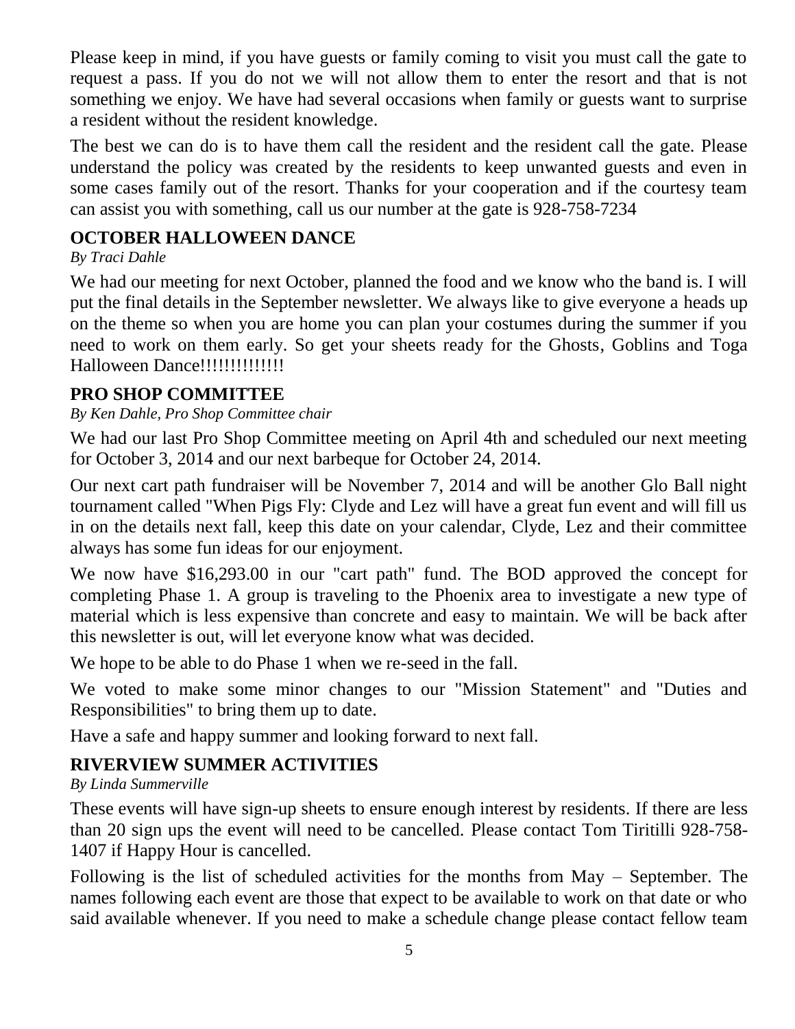Please keep in mind, if you have guests or family coming to visit you must call the gate to request a pass. If you do not we will not allow them to enter the resort and that is not something we enjoy. We have had several occasions when family or guests want to surprise a resident without the resident knowledge.

The best we can do is to have them call the resident and the resident call the gate. Please understand the policy was created by the residents to keep unwanted guests and even in some cases family out of the resort. Thanks for your cooperation and if the courtesy team can assist you with something, call us our number at the gate is 928-758-7234

## OCTOBER HALLOWEEN DANCE

*By Traci Dahle*

We had our meeting for next October, planned the food and we know who the band is. I will put the final details in the September newsletter. We always like to give everyone a heads up on the theme so when you are home you can plan your costumes during the summer if you need to work on them early. So get your sheets ready for the Ghosts, Goblins and Toga Halloween Dance!!!!!!!!!!!!!!

## PRO SHOP COMMITTEE

*By Ken Dahle, Pro Shop Committee chair*

We had our last Pro Shop Committee meeting on April 4th and scheduled our next meeting for October 3, 2014 and our next barbeque for October 24, 2014.

Our next cart path fundraiser will be November 7, 2014 and will be another Glo Ball night tournament called "When Pigs Fly: Clyde and Lez will have a great fun event and will fill us in on the details next fall, keep this date on your calendar, Clyde, Lez and their committee always has some fun ideas for our enjoyment.

We now have $16,293.00 in our "cart path" fund. The BOD approved the concept for completing Phase 1. A group is traveling to the Phoenix area to investigate a new type of material which is less expensive than concrete and easy to maintain. We will be back after this newsletter is out, will let everyone know what was decided.

We hope to be able to do Phase 1 when we re-seed in the fall.

We voted to make some minor changes to our "Mission Statement" and "Duties and Responsibilities" to bring them up to date.

Have a safe and happy summer and looking forward to next fall.

## RIVERVIEW SUMMER ACTIVITIES

*By Linda Summerville*

These events will have sign-up sheets to ensure enough interest by residents. If there are less than 20 sign ups the event will need to be cancelled. Please contact Tom Tiritilli 928-758-1407 if Happy Hour is cancelled.

Following is the list of scheduled activities for the months from May – September. The names following each event are those that expect to be available to work on that date or who said available whenever. If you need to make a schedule change please contact fellow team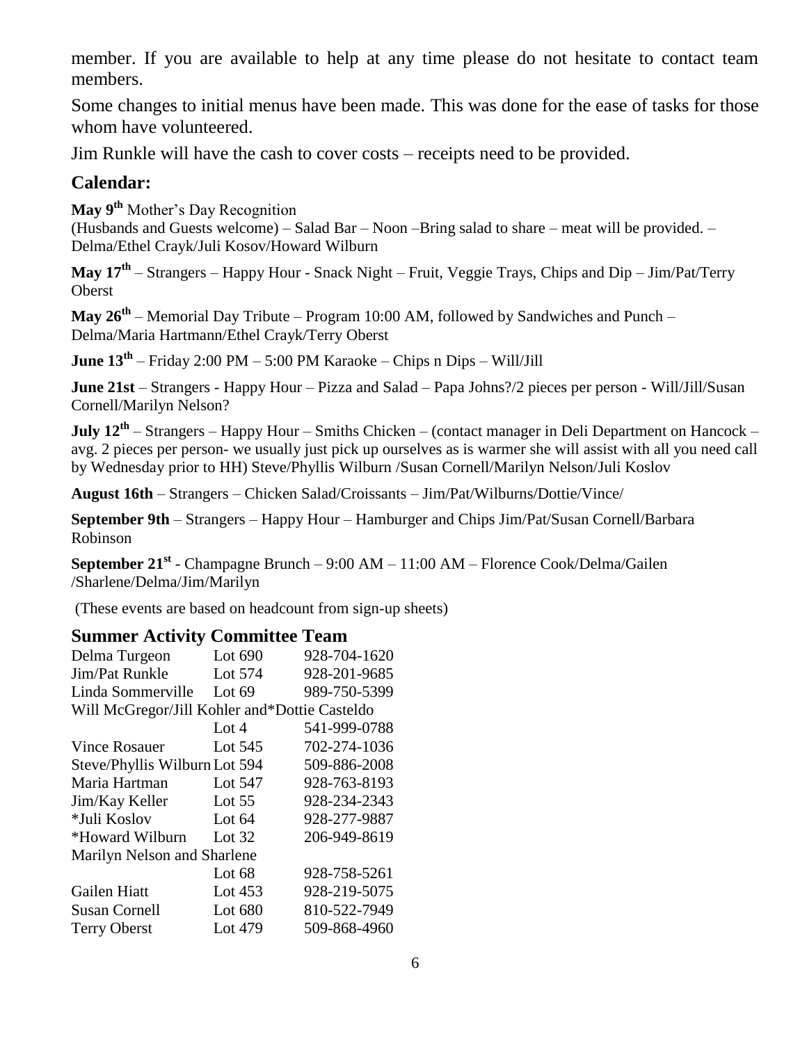member. If you are available to help at any time please do not hesitate to contact team members.

Some changes to initial menus have been made. This was done for the ease of tasks for those whom have volunteered.

Jim Runkle will have the cash to cover costs – receipts need to be provided.

## Calendar:

**May 9th** Mother's Day Recognition
(Husbands and Guests welcome) – Salad Bar – Noon –Bring salad to share – meat will be provided. – Delma/Ethel Crayk/Juli Kosov/Howard Wilburn

**May 17th** – Strangers – Happy Hour - Snack Night – Fruit, Veggie Trays, Chips and Dip – Jim/Pat/Terry Oberst

**May 26th** – Memorial Day Tribute – Program 10:00 AM, followed by Sandwiches and Punch – Delma/Maria Hartmann/Ethel Crayk/Terry Oberst

**June 13th** – Friday 2:00 PM – 5:00 PM Karaoke – Chips n Dips – Will/Jill

**June 21st** – Strangers - Happy Hour – Pizza and Salad – Papa Johns?/2 pieces per person - Will/Jill/Susan Cornell/Marilyn Nelson?

**July 12th** – Strangers – Happy Hour – Smiths Chicken – (contact manager in Deli Department on Hancock – avg. 2 pieces per person- we usually just pick up ourselves as is warmer she will assist with all you need call by Wednesday prior to HH) Steve/Phyllis Wilburn /Susan Cornell/Marilyn Nelson/Juli Koslov

**August 16th** – Strangers – Chicken Salad/Croissants – Jim/Pat/Wilburns/Dottie/Vince/

**September 9th** – Strangers – Happy Hour – Hamburger and Chips Jim/Pat/Susan Cornell/Barbara Robinson

**September 21st** - Champagne Brunch – 9:00 AM – 11:00 AM – Florence Cook/Delma/Gailen /Sharlene/Delma/Jim/Marilyn

(These events are based on headcount from sign-up sheets)

## Summer Activity Committee Team

| Name | Lot | Phone |
|---|---|---|
| Delma Turgeon | Lot 690 | 928-704-1620 |
| Jim/Pat Runkle | Lot 574 | 928-201-9685 |
| Linda Sommerville | Lot 69 | 989-750-5399 |
| Will McGregor/Jill Kohler and*Dottie Casteldo | Lot 4 | 541-999-0788 |
| Vince Rosauer | Lot 545 | 702-274-1036 |
| Steve/Phyllis Wilburn | Lot 594 | 509-886-2008 |
| Maria Hartman | Lot 547 | 928-763-8193 |
| Jim/Kay Keller | Lot 55 | 928-234-2343 |
| *Juli Koslov | Lot 64 | 928-277-9887 |
| *Howard Wilburn | Lot 32 | 206-949-8619 |
| Marilyn Nelson and Sharlene | Lot 68 | 928-758-5261 |
| Gailen Hiatt | Lot 453 | 928-219-5075 |
| Susan Cornell | Lot 680 | 810-522-7949 |
| Terry Oberst | Lot 479 | 509-868-4960 |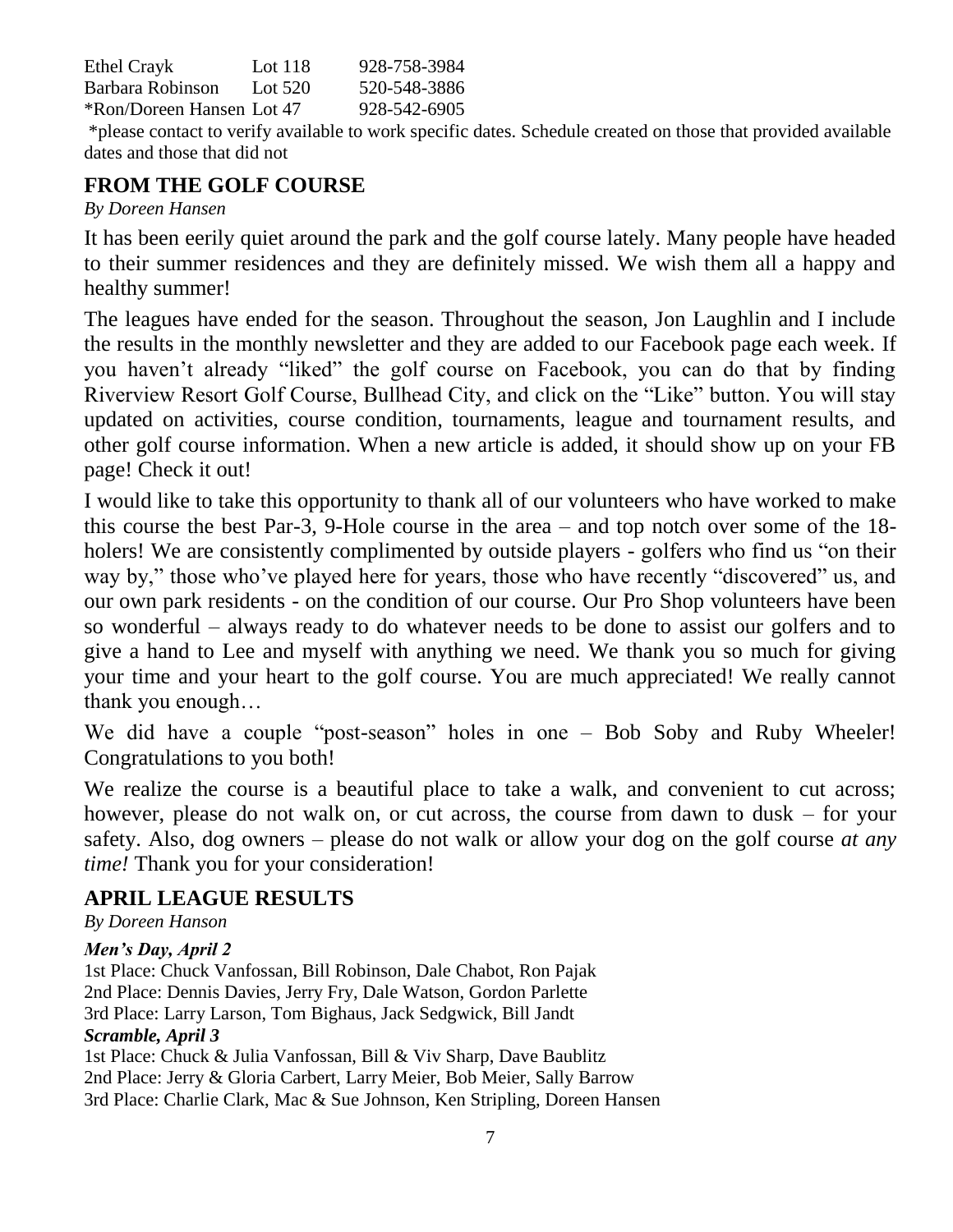| | | |
|---|---|---|
| Ethel Crayk | Lot 118 | 928-758-3984 |
| Barbara Robinson | Lot 520 | 520-548-3886 |
| *Ron/Doreen Hansen | Lot 47 | 928-542-6905 |

*please contact to verify available to work specific dates. Schedule created on those that provided available dates and those that did not

## FROM THE GOLF COURSE

*By Doreen Hansen*

It has been eerily quiet around the park and the golf course lately. Many people have headed to their summer residences and they are definitely missed. We wish them all a happy and healthy summer!

The leagues have ended for the season. Throughout the season, Jon Laughlin and I include the results in the monthly newsletter and they are added to our Facebook page each week. If you haven't already "liked" the golf course on Facebook, you can do that by finding Riverview Resort Golf Course, Bullhead City, and click on the "Like" button. You will stay updated on activities, course condition, tournaments, league and tournament results, and other golf course information. When a new article is added, it should show up on your FB page! Check it out!

I would like to take this opportunity to thank all of our volunteers who have worked to make this course the best Par-3, 9-Hole course in the area – and top notch over some of the 18-holers! We are consistently complimented by outside players - golfers who find us "on their way by," those who've played here for years, those who have recently "discovered" us, and our own park residents - on the condition of our course. Our Pro Shop volunteers have been so wonderful – always ready to do whatever needs to be done to assist our golfers and to give a hand to Lee and myself with anything we need. We thank you so much for giving your time and your heart to the golf course. You are much appreciated! We really cannot thank you enough…

We did have a couple "post-season" holes in one – Bob Soby and Ruby Wheeler! Congratulations to you both!

We realize the course is a beautiful place to take a walk, and convenient to cut across; however, please do not walk on, or cut across, the course from dawn to dusk – for your safety. Also, dog owners – please do not walk or allow your dog on the golf course *at any time!* Thank you for your consideration!

## APRIL LEAGUE RESULTS

*By Doreen Hanson*

***Men's Day, April 2***

1st Place: Chuck Vanfossan, Bill Robinson, Dale Chabot, Ron Pajak
2nd Place: Dennis Davies, Jerry Fry, Dale Watson, Gordon Parlette
3rd Place: Larry Larson, Tom Bighaus, Jack Sedgwick, Bill Jandt

***Scramble, April 3***

1st Place: Chuck & Julia Vanfossan, Bill & Viv Sharp, Dave Baublitz
2nd Place: Jerry & Gloria Carbert, Larry Meier, Bob Meier, Sally Barrow
3rd Place: Charlie Clark, Mac & Sue Johnson, Ken Stripling, Doreen Hansen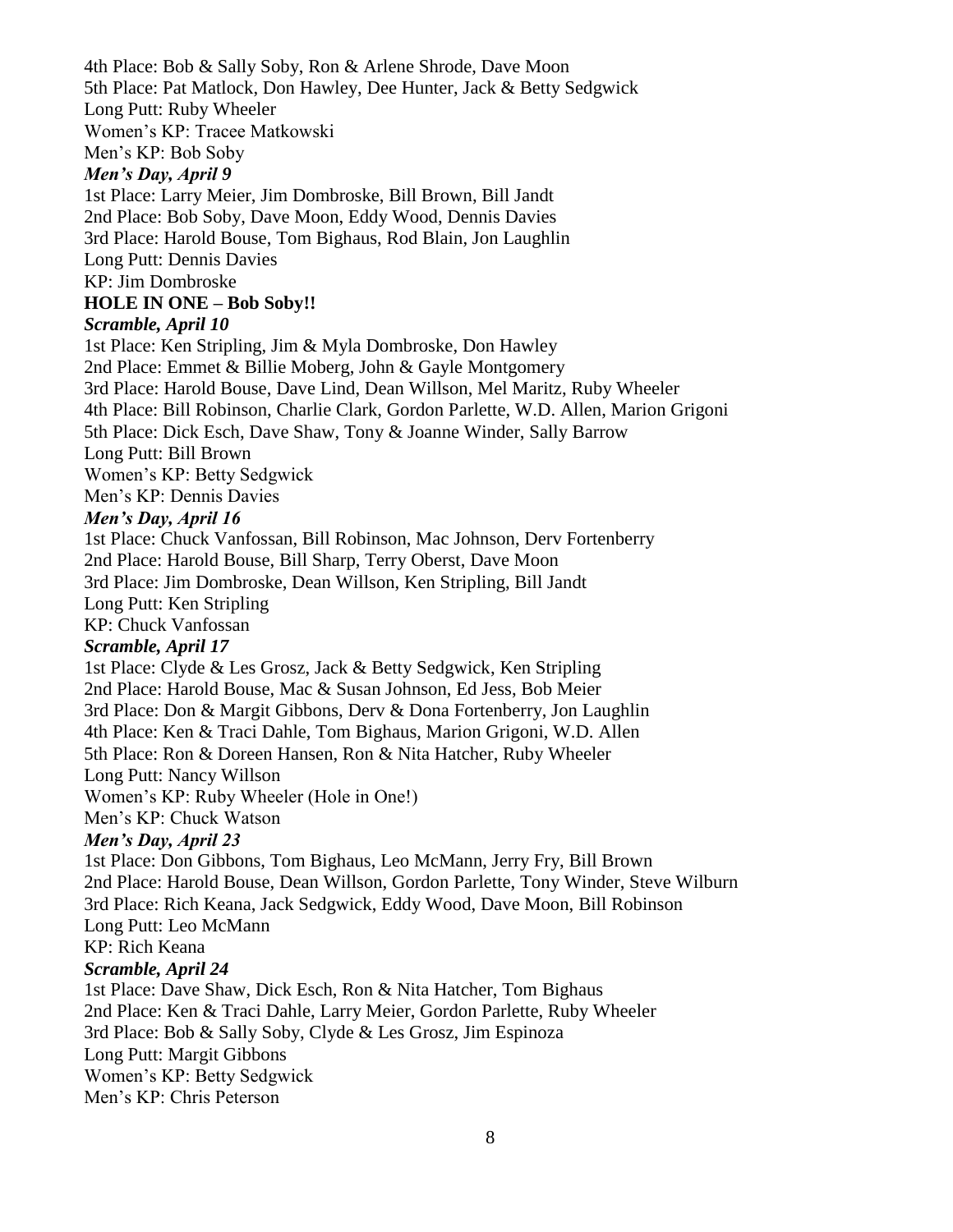4th Place: Bob & Sally Soby, Ron & Arlene Shrode, Dave Moon
5th Place: Pat Matlock, Don Hawley, Dee Hunter, Jack & Betty Sedgwick
Long Putt: Ruby Wheeler
Women's KP: Tracee Matkowski
Men's KP: Bob Soby

***Men's Day, April 9***

1st Place: Larry Meier, Jim Dombroske, Bill Brown, Bill Jandt
2nd Place: Bob Soby, Dave Moon, Eddy Wood, Dennis Davies
3rd Place: Harold Bouse, Tom Bighaus, Rod Blain, Jon Laughlin
Long Putt: Dennis Davies
KP: Jim Dombroske

**HOLE IN ONE – Bob Soby!!**

***Scramble, April 10***

1st Place: Ken Stripling, Jim & Myla Dombroske, Don Hawley
2nd Place: Emmet & Billie Moberg, John & Gayle Montgomery
3rd Place: Harold Bouse, Dave Lind, Dean Willson, Mel Maritz, Ruby Wheeler
4th Place: Bill Robinson, Charlie Clark, Gordon Parlette, W.D. Allen, Marion Grigoni
5th Place: Dick Esch, Dave Shaw, Tony & Joanne Winder, Sally Barrow
Long Putt: Bill Brown
Women's KP: Betty Sedgwick
Men's KP: Dennis Davies

***Men's Day, April 16***

1st Place: Chuck Vanfossan, Bill Robinson, Mac Johnson, Derv Fortenberry
2nd Place: Harold Bouse, Bill Sharp, Terry Oberst, Dave Moon
3rd Place: Jim Dombroske, Dean Willson, Ken Stripling, Bill Jandt
Long Putt: Ken Stripling
KP: Chuck Vanfossan

***Scramble, April 17***

1st Place: Clyde & Les Grosz, Jack & Betty Sedgwick, Ken Stripling
2nd Place: Harold Bouse, Mac & Susan Johnson, Ed Jess, Bob Meier
3rd Place: Don & Margit Gibbons, Derv & Dona Fortenberry, Jon Laughlin
4th Place: Ken & Traci Dahle, Tom Bighaus, Marion Grigoni, W.D. Allen
5th Place: Ron & Doreen Hansen, Ron & Nita Hatcher, Ruby Wheeler
Long Putt: Nancy Willson
Women's KP: Ruby Wheeler (Hole in One!)
Men's KP: Chuck Watson

***Men's Day, April 23***

1st Place: Don Gibbons, Tom Bighaus, Leo McMann, Jerry Fry, Bill Brown
2nd Place: Harold Bouse, Dean Willson, Gordon Parlette, Tony Winder, Steve Wilburn
3rd Place: Rich Keana, Jack Sedgwick, Eddy Wood, Dave Moon, Bill Robinson
Long Putt: Leo McMann
KP: Rich Keana

***Scramble, April 24***

1st Place: Dave Shaw, Dick Esch, Ron & Nita Hatcher, Tom Bighaus
2nd Place: Ken & Traci Dahle, Larry Meier, Gordon Parlette, Ruby Wheeler
3rd Place: Bob & Sally Soby, Clyde & Les Grosz, Jim Espinoza
Long Putt: Margit Gibbons
Women's KP: Betty Sedgwick
Men's KP: Chris Peterson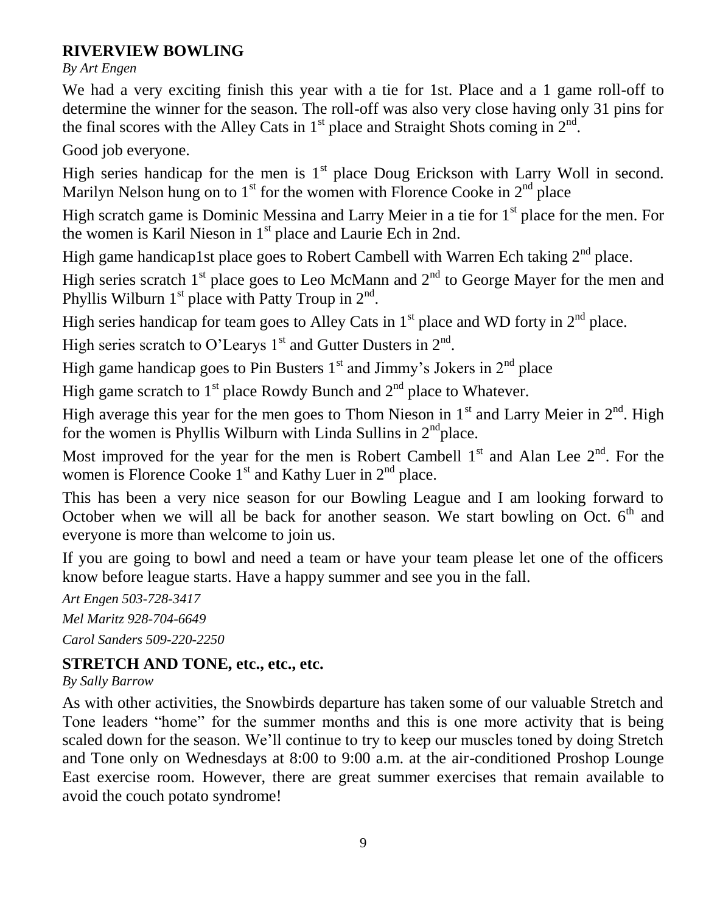## RIVERVIEW BOWLING

*By Art Engen*

We had a very exciting finish this year with a tie for 1st. Place and a 1 game roll-off to determine the winner for the season. The roll-off was also very close having only 31 pins for the final scores with the Alley Cats in 1st place and Straight Shots coming in 2nd.

Good job everyone.

High series handicap for the men is 1st place Doug Erickson with Larry Woll in second. Marilyn Nelson hung on to 1st for the women with Florence Cooke in 2nd place

High scratch game is Dominic Messina and Larry Meier in a tie for 1st place for the men. For the women is Karil Nieson in 1st place and Laurie Ech in 2nd.

High game handicap1st place goes to Robert Cambell with Warren Ech taking 2nd place.

High series scratch 1st place goes to Leo McMann and 2nd to George Mayer for the men and Phyllis Wilburn 1st place with Patty Troup in 2nd.

High series handicap for team goes to Alley Cats in 1st place and WD forty in 2nd place.

High series scratch to O'Learys 1st and Gutter Dusters in 2nd.

High game handicap goes to Pin Busters 1st and Jimmy's Jokers in 2nd place

High game scratch to 1st place Rowdy Bunch and 2nd place to Whatever.

High average this year for the men goes to Thom Nieson in 1st and Larry Meier in 2nd. High for the women is Phyllis Wilburn with Linda Sullins in 2ndplace.

Most improved for the year for the men is Robert Cambell 1st and Alan Lee 2nd. For the women is Florence Cooke 1st and Kathy Luer in 2nd place.

This has been a very nice season for our Bowling League and I am looking forward to October when we will all be back for another season. We start bowling on Oct. 6th and everyone is more than welcome to join us.

If you are going to bowl and need a team or have your team please let one of the officers know before league starts. Have a happy summer and see you in the fall.

*Art Engen 503-728-3417*

*Mel Maritz 928-704-6649*

*Carol Sanders 509-220-2250*

## STRETCH AND TONE, etc., etc., etc.

*By Sally Barrow*

As with other activities, the Snowbirds departure has taken some of our valuable Stretch and Tone leaders "home" for the summer months and this is one more activity that is being scaled down for the season. We'll continue to try to keep our muscles toned by doing Stretch and Tone only on Wednesdays at 8:00 to 9:00 a.m. at the air-conditioned Proshop Lounge East exercise room. However, there are great summer exercises that remain available to avoid the couch potato syndrome!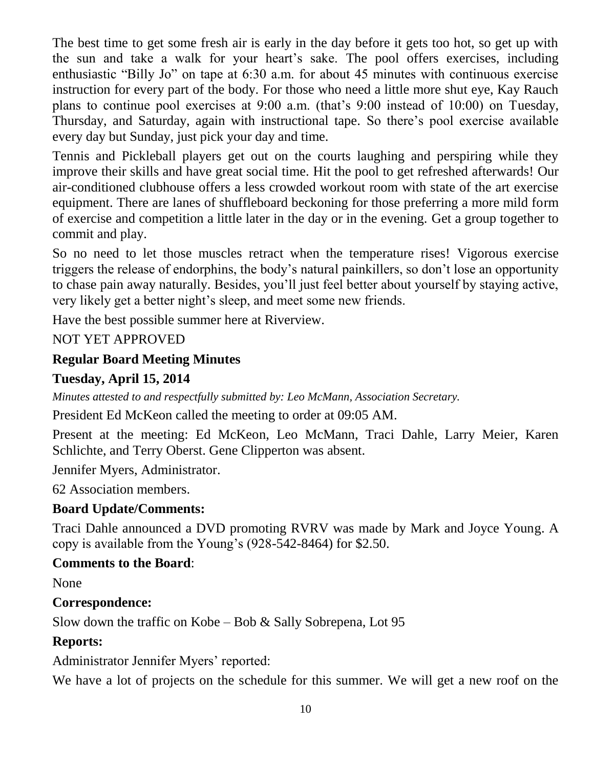The best time to get some fresh air is early in the day before it gets too hot, so get up with the sun and take a walk for your heart's sake. The pool offers exercises, including enthusiastic "Billy Jo" on tape at 6:30 a.m. for about 45 minutes with continuous exercise instruction for every part of the body. For those who need a little more shut eye, Kay Rauch plans to continue pool exercises at 9:00 a.m. (that's 9:00 instead of 10:00) on Tuesday, Thursday, and Saturday, again with instructional tape. So there's pool exercise available every day but Sunday, just pick your day and time.

Tennis and Pickleball players get out on the courts laughing and perspiring while they improve their skills and have great social time. Hit the pool to get refreshed afterwards! Our air-conditioned clubhouse offers a less crowded workout room with state of the art exercise equipment. There are lanes of shuffleboard beckoning for those preferring a more mild form of exercise and competition a little later in the day or in the evening. Get a group together to commit and play.

So no need to let those muscles retract when the temperature rises! Vigorous exercise triggers the release of endorphins, the body's natural painkillers, so don't lose an opportunity to chase pain away naturally. Besides, you'll just feel better about yourself by staying active, very likely get a better night's sleep, and meet some new friends.

Have the best possible summer here at Riverview.

NOT YET APPROVED

**Regular Board Meeting Minutes**

**Tuesday, April 15, 2014**

*Minutes attested to and respectfully submitted by: Leo McMann, Association Secretary.*

President Ed McKeon called the meeting to order at 09:05 AM.

Present at the meeting: Ed McKeon, Leo McMann, Traci Dahle, Larry Meier, Karen Schlichte, and Terry Oberst. Gene Clipperton was absent.

Jennifer Myers, Administrator.

62 Association members.

**Board Update/Comments:**

Traci Dahle announced a DVD promoting RVRV was made by Mark and Joyce Young. A copy is available from the Young's (928-542-8464) for $2.50.

**Comments to the Board**:

None

**Correspondence:**

Slow down the traffic on Kobe – Bob & Sally Sobrepena, Lot 95

**Reports:**

Administrator Jennifer Myers' reported:

We have a lot of projects on the schedule for this summer. We will get a new roof on the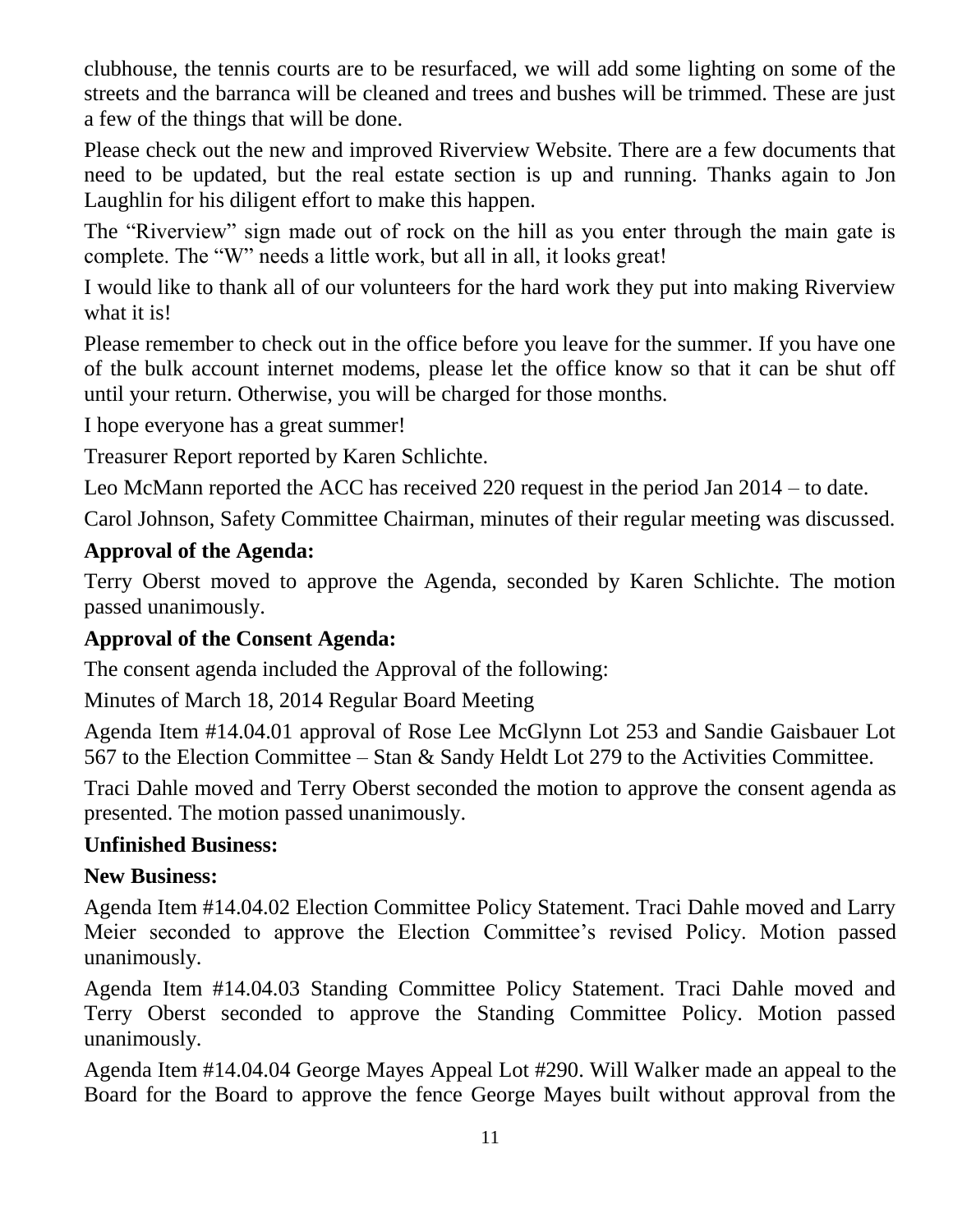clubhouse, the tennis courts are to be resurfaced, we will add some lighting on some of the streets and the barranca will be cleaned and trees and bushes will be trimmed. These are just a few of the things that will be done.

Please check out the new and improved Riverview Website. There are a few documents that need to be updated, but the real estate section is up and running. Thanks again to Jon Laughlin for his diligent effort to make this happen.

The "Riverview" sign made out of rock on the hill as you enter through the main gate is complete. The "W" needs a little work, but all in all, it looks great!

I would like to thank all of our volunteers for the hard work they put into making Riverview what it is!

Please remember to check out in the office before you leave for the summer. If you have one of the bulk account internet modems, please let the office know so that it can be shut off until your return. Otherwise, you will be charged for those months.

I hope everyone has a great summer!

Treasurer Report reported by Karen Schlichte.

Leo McMann reported the ACC has received 220 request in the period Jan 2014 – to date.

Carol Johnson, Safety Committee Chairman, minutes of their regular meeting was discussed.

**Approval of the Agenda:**

Terry Oberst moved to approve the Agenda, seconded by Karen Schlichte. The motion passed unanimously.

**Approval of the Consent Agenda:**

The consent agenda included the Approval of the following:

Minutes of March 18, 2014 Regular Board Meeting

Agenda Item #14.04.01 approval of Rose Lee McGlynn Lot 253 and Sandie Gaisbauer Lot 567 to the Election Committee – Stan & Sandy Heldt Lot 279 to the Activities Committee.

Traci Dahle moved and Terry Oberst seconded the motion to approve the consent agenda as presented. The motion passed unanimously.

**Unfinished Business:**

**New Business:**

Agenda Item #14.04.02 Election Committee Policy Statement. Traci Dahle moved and Larry Meier seconded to approve the Election Committee's revised Policy. Motion passed unanimously.

Agenda Item #14.04.03 Standing Committee Policy Statement. Traci Dahle moved and Terry Oberst seconded to approve the Standing Committee Policy. Motion passed unanimously.

Agenda Item #14.04.04 George Mayes Appeal Lot #290. Will Walker made an appeal to the Board for the Board to approve the fence George Mayes built without approval from the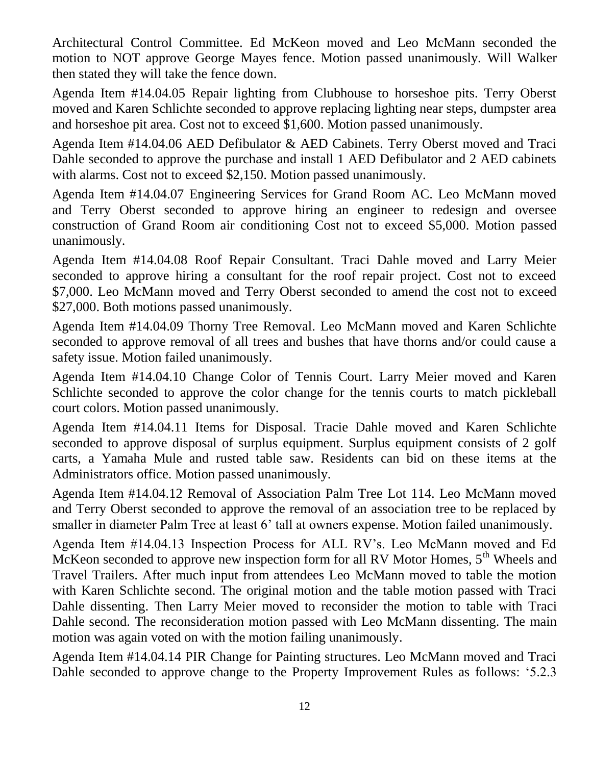Architectural Control Committee. Ed McKeon moved and Leo McMann seconded the motion to NOT approve George Mayes fence. Motion passed unanimously. Will Walker then stated they will take the fence down.

Agenda Item #14.04.05 Repair lighting from Clubhouse to horseshoe pits. Terry Oberst moved and Karen Schlichte seconded to approve replacing lighting near steps, dumpster area and horseshoe pit area. Cost not to exceed $1,600. Motion passed unanimously.

Agenda Item #14.04.06 AED Defibulator & AED Cabinets. Terry Oberst moved and Traci Dahle seconded to approve the purchase and install 1 AED Defibulator and 2 AED cabinets with alarms. Cost not to exceed $2,150. Motion passed unanimously.

Agenda Item #14.04.07 Engineering Services for Grand Room AC. Leo McMann moved and Terry Oberst seconded to approve hiring an engineer to redesign and oversee construction of Grand Room air conditioning Cost not to exceed $5,000. Motion passed unanimously.

Agenda Item #14.04.08 Roof Repair Consultant. Traci Dahle moved and Larry Meier seconded to approve hiring a consultant for the roof repair project. Cost not to exceed $7,000. Leo McMann moved and Terry Oberst seconded to amend the cost not to exceed $27,000. Both motions passed unanimously.

Agenda Item #14.04.09 Thorny Tree Removal. Leo McMann moved and Karen Schlichte seconded to approve removal of all trees and bushes that have thorns and/or could cause a safety issue. Motion failed unanimously.

Agenda Item #14.04.10 Change Color of Tennis Court. Larry Meier moved and Karen Schlichte seconded to approve the color change for the tennis courts to match pickleball court colors. Motion passed unanimously.

Agenda Item #14.04.11 Items for Disposal. Tracie Dahle moved and Karen Schlichte seconded to approve disposal of surplus equipment. Surplus equipment consists of 2 golf carts, a Yamaha Mule and rusted table saw. Residents can bid on these items at the Administrators office. Motion passed unanimously.

Agenda Item #14.04.12 Removal of Association Palm Tree Lot 114. Leo McMann moved and Terry Oberst seconded to approve the removal of an association tree to be replaced by smaller in diameter Palm Tree at least 6' tall at owners expense. Motion failed unanimously.

Agenda Item #14.04.13 Inspection Process for ALL RV's. Leo McMann moved and Ed McKeon seconded to approve new inspection form for all RV Motor Homes, 5th Wheels and Travel Trailers. After much input from attendees Leo McMann moved to table the motion with Karen Schlichte second. The original motion and the table motion passed with Traci Dahle dissenting. Then Larry Meier moved to reconsider the motion to table with Traci Dahle second. The reconsideration motion passed with Leo McMann dissenting. The main motion was again voted on with the motion failing unanimously.

Agenda Item #14.04.14 PIR Change for Painting structures. Leo McMann moved and Traci Dahle seconded to approve change to the Property Improvement Rules as follows: '5.2.3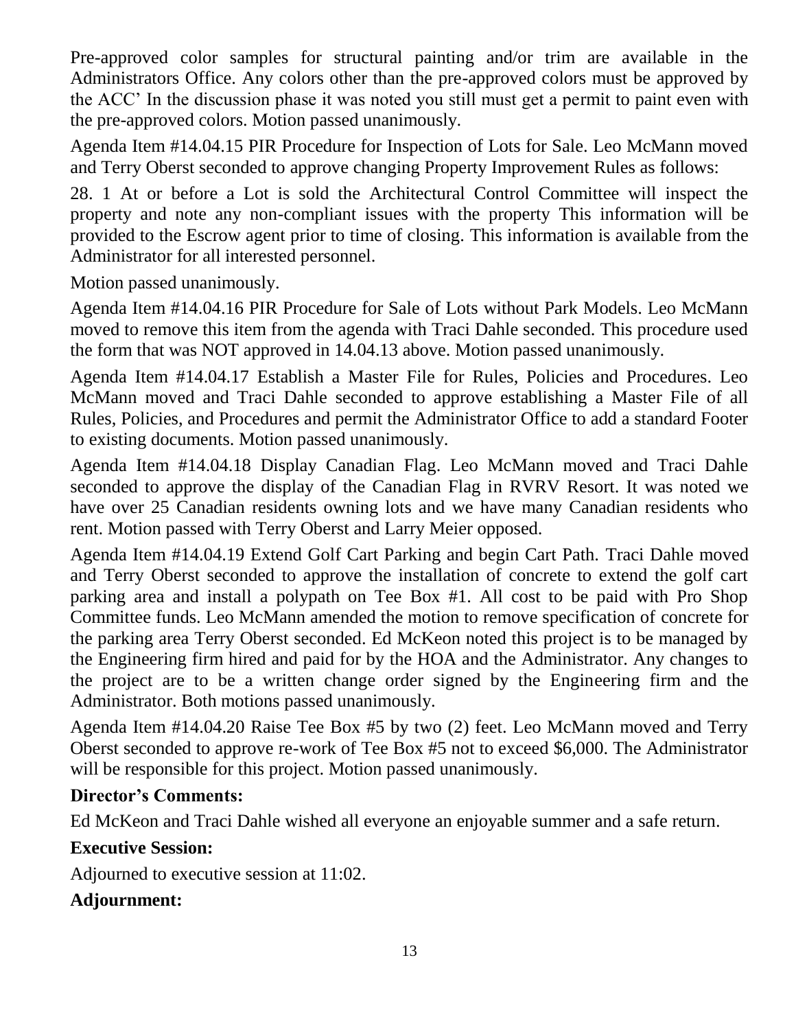Pre-approved color samples for structural painting and/or trim are available in the Administrators Office. Any colors other than the pre-approved colors must be approved by the ACC' In the discussion phase it was noted you still must get a permit to paint even with the pre-approved colors. Motion passed unanimously.

Agenda Item #14.04.15 PIR Procedure for Inspection of Lots for Sale. Leo McMann moved and Terry Oberst seconded to approve changing Property Improvement Rules as follows:

28. 1 At or before a Lot is sold the Architectural Control Committee will inspect the property and note any non-compliant issues with the property This information will be provided to the Escrow agent prior to time of closing. This information is available from the Administrator for all interested personnel.

Motion passed unanimously.

Agenda Item #14.04.16 PIR Procedure for Sale of Lots without Park Models. Leo McMann moved to remove this item from the agenda with Traci Dahle seconded. This procedure used the form that was NOT approved in 14.04.13 above. Motion passed unanimously.

Agenda Item #14.04.17 Establish a Master File for Rules, Policies and Procedures. Leo McMann moved and Traci Dahle seconded to approve establishing a Master File of all Rules, Policies, and Procedures and permit the Administrator Office to add a standard Footer to existing documents. Motion passed unanimously.

Agenda Item #14.04.18 Display Canadian Flag. Leo McMann moved and Traci Dahle seconded to approve the display of the Canadian Flag in RVRV Resort. It was noted we have over 25 Canadian residents owning lots and we have many Canadian residents who rent. Motion passed with Terry Oberst and Larry Meier opposed.

Agenda Item #14.04.19 Extend Golf Cart Parking and begin Cart Path. Traci Dahle moved and Terry Oberst seconded to approve the installation of concrete to extend the golf cart parking area and install a polypath on Tee Box #1. All cost to be paid with Pro Shop Committee funds. Leo McMann amended the motion to remove specification of concrete for the parking area Terry Oberst seconded. Ed McKeon noted this project is to be managed by the Engineering firm hired and paid for by the HOA and the Administrator. Any changes to the project are to be a written change order signed by the Engineering firm and the Administrator. Both motions passed unanimously.

Agenda Item #14.04.20 Raise Tee Box #5 by two (2) feet. Leo McMann moved and Terry Oberst seconded to approve re-work of Tee Box #5 not to exceed $6,000. The Administrator will be responsible for this project. Motion passed unanimously.

**Director's Comments:**

Ed McKeon and Traci Dahle wished all everyone an enjoyable summer and a safe return.

**Executive Session:**

Adjourned to executive session at 11:02.

**Adjournment:**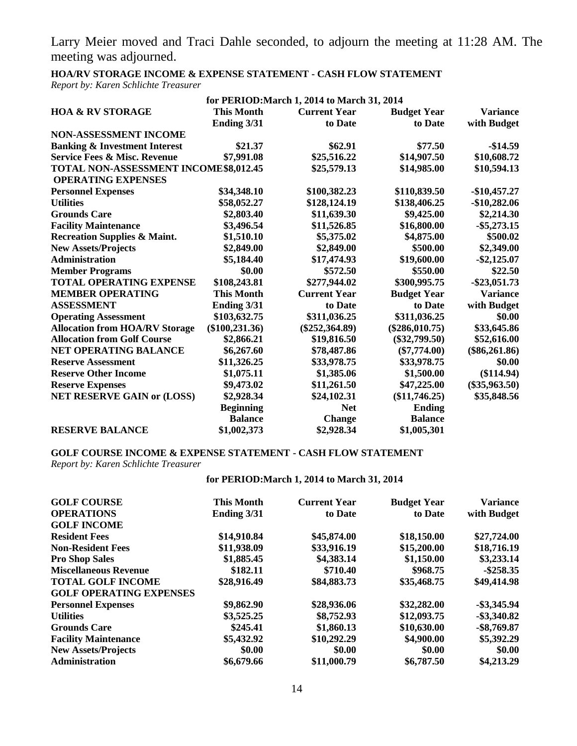Larry Meier moved and Traci Dahle seconded, to adjourn the meeting at 11:28 AM. The meeting was adjourned.

**HOA/RV STORAGE INCOME & EXPENSE STATEMENT - CASH FLOW STATEMENT**

*Report by: Karen Schlichte Treasurer*

**for PERIOD:March 1, 2014 to March 31, 2014**

| HOA & RV STORAGE | This Month Ending 3/31 | Current Year to Date | Budget Year to Date | Variance with Budget |
|---|---|---|---|---|
| **NON-ASSESSMENT INCOME** | | | | |
| **Banking & Investment Interest** | $21.37 | $62.91 | $77.50 | -$14.59 |
| **Service Fees & Misc. Revenue** | $7,991.08 | $25,516.22 | $14,907.50 | $10,608.72 |
| **TOTAL NON-ASSESSMENT INCOME** | $8,012.45 | $25,579.13 | $14,985.00 | $10,594.13 |
| **OPERATING EXPENSES** | | | | |
| **Personnel Expenses** | $34,348.10 | $100,382.23 | $110,839.50 | -$10,457.27 |
| **Utilities** | $58,052.27 | $128,124.19 | $138,406.25 | -$10,282.06 |
| **Grounds Care** | $2,803.40 | $11,639.30 | $9,425.00 | $2,214.30 |
| **Facility Maintenance** | $3,496.54 | $11,526.85 | $16,800.00 | -$5,273.15 |
| **Recreation Supplies & Maint.** | $1,510.10 | $5,375.02 | $4,875.00 | $500.02 |
| **New Assets/Projects** | $2,849.00 | $2,849.00 | $500.00 | $2,349.00 |
| **Administration** | $5,184.40 | $17,474.93 | $19,600.00 | -$2,125.07 |
| **Member Programs** | $0.00 | $572.50 | $550.00 | $22.50 |
| **TOTAL OPERATING EXPENSE** | $108,243.81 | $277,944.02 | $300,995.75 | -$23,051.73 |
| **MEMBER OPERATING ASSESSMENT** | **This Month Ending 3/31** | **Current Year to Date** | **Budget Year to Date** | **Variance with Budget** |
| **Operating Assessment** | $103,632.75 | $311,036.25 | $311,036.25 | $0.00 |
| **Allocation from HOA/RV Storage** | ($100,231.36) | ($252,364.89) | ($286,010.75) | $33,645.86 |
| **Allocation from Golf Course** | $2,866.21 | $19,816.50 | ($32,799.50) | $52,616.00 |
| **NET OPERATING BALANCE** | $6,267.60 | $78,487.86 | ($7,774.00) | ($86,261.86) |
| **Reserve Assessment** | $11,326.25 | $33,978.75 | $33,978.75 | $0.00 |
| **Reserve Other Income** | $1,075.11 | $1,385.06 | $1,500.00 | ($114.94) |
| **Reserve Expenses** | $9,473.02 | $11,261.50 | $47,225.00 | ($35,963.50) |
| **NET RESERVE GAIN or (LOSS)** | $2,928.34 | $24,102.31 | ($11,746.25) | $35,848.56 |
| | **Beginning Balance** | **Net Change** | **Ending Balance** | |
| **RESERVE BALANCE** | $1,002,373 | $2,928.34 | $1,005,301 | |

**GOLF COURSE INCOME & EXPENSE STATEMENT - CASH FLOW STATEMENT**

*Report by: Karen Schlichte Treasurer*

**for PERIOD:March 1, 2014 to March 31, 2014**

| GOLF COURSE OPERATIONS | This Month Ending 3/31 | Current Year to Date | Budget Year to Date | Variance with Budget |
|---|---|---|---|---|
| **GOLF INCOME** | | | | |
| **Resident Fees** | $14,910.84 | $45,874.00 | $18,150.00 | $27,724.00 |
| **Non-Resident Fees** | $11,938.09 | $33,916.19 | $15,200.00 | $18,716.19 |
| **Pro Shop Sales** | $1,885.45 | $4,383.14 | $1,150.00 | $3,233.14 |
| **Miscellaneous Revenue** | $182.11 | $710.40 | $968.75 | -$258.35 |
| **TOTAL GOLF INCOME** | $28,916.49 | $84,883.73 | $35,468.75 | $49,414.98 |
| **GOLF OPERATING EXPENSES** | | | | |
| **Personnel Expenses** | $9,862.90 | $28,936.06 | $32,282.00 | -$3,345.94 |
| **Utilities** | $3,525.25 | $8,752.93 | $12,093.75 | -$3,340.82 |
| **Grounds Care** | $245.41 | $1,860.13 | $10,630.00 | -$8,769.87 |
| **Facility Maintenance** | $5,432.92 | $10,292.29 | $4,900.00 | $5,392.29 |
| **New Assets/Projects** | $0.00 | $0.00 | $0.00 | $0.00 |
| **Administration** | $6,679.66 | $11,000.79 | $6,787.50 | $4,213.29 |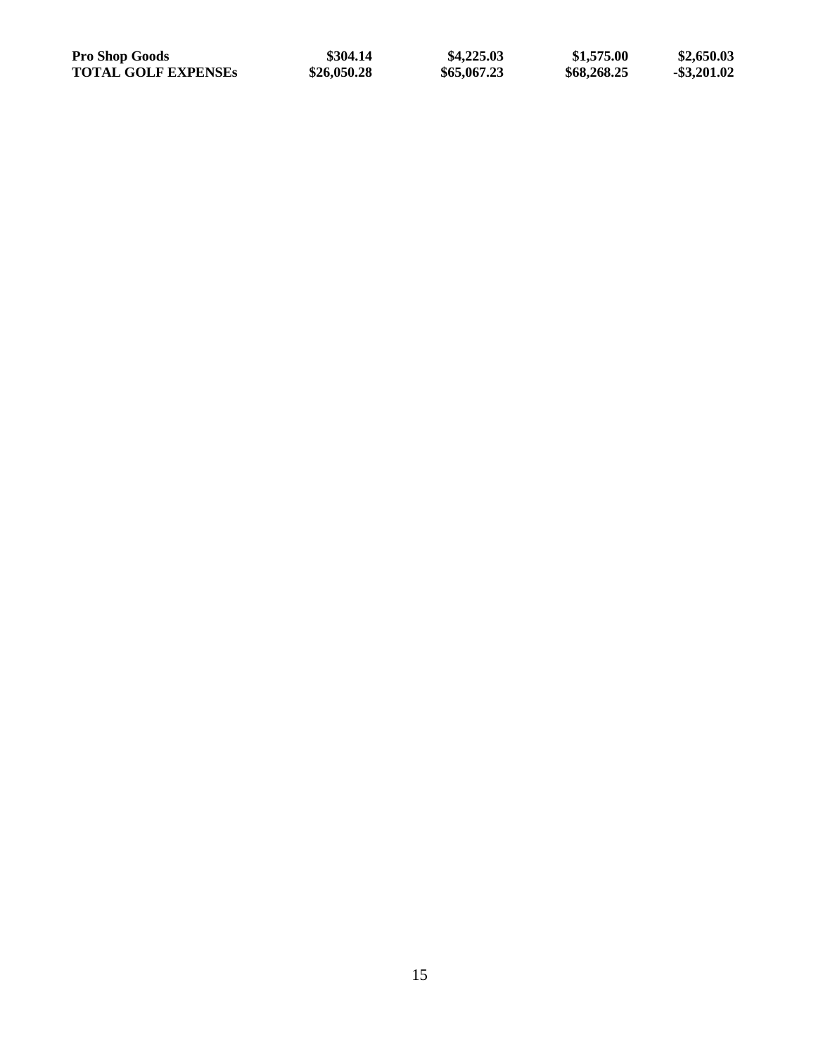| | | | | |
|---|---|---|---|---|
| **Pro Shop Goods** | **\$304.14** | **\$4,225.03** | **\$1,575.00** | **\$2,650.03** |
| **TOTAL GOLF EXPENSEs** | **\$26,050.28** | **\$65,067.23** | **\$68,268.25** | **-\$3,201.02** |